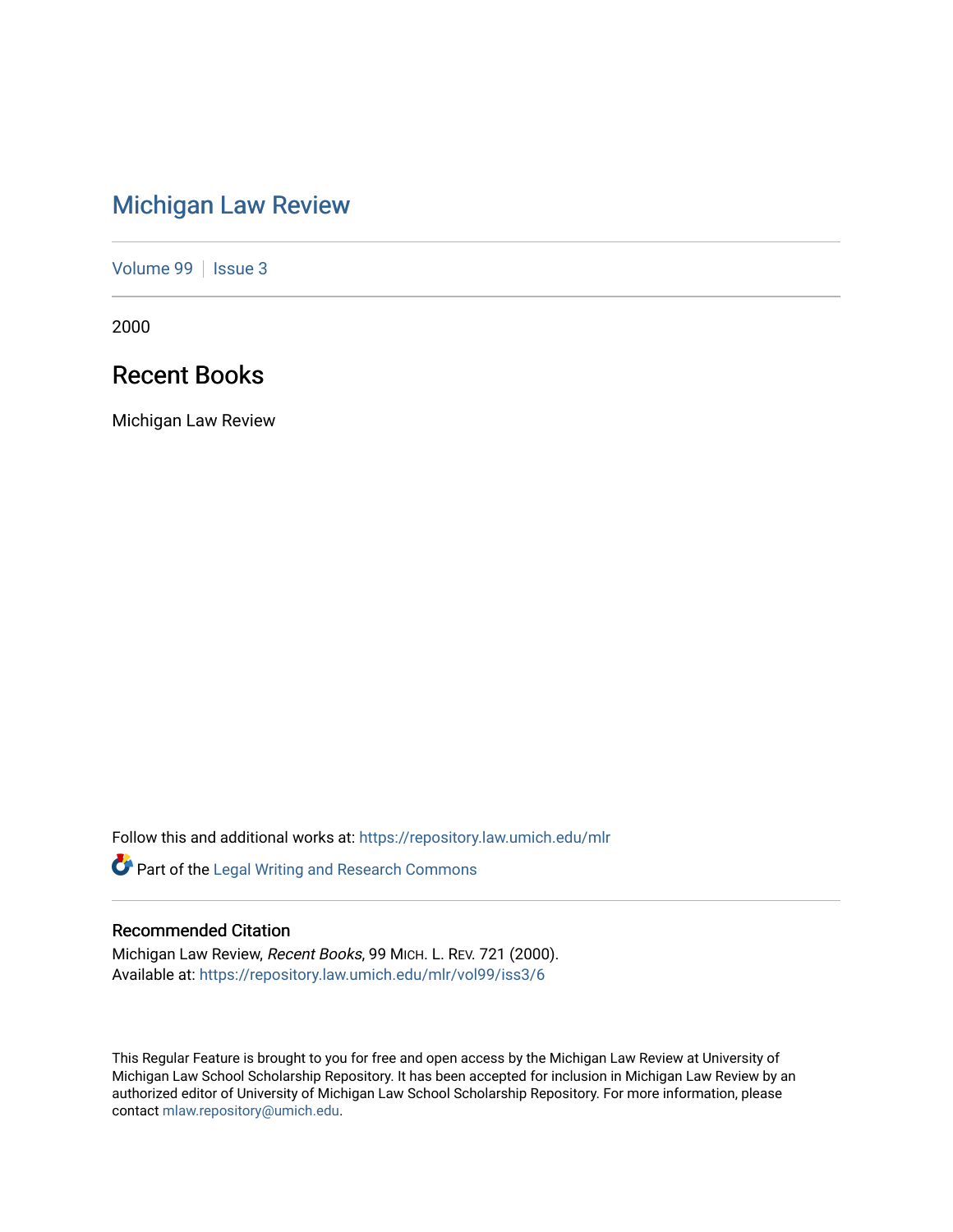# Michigan Law Review

Volume 99 | Issue 3

2000

## Recent Books

Michigan Law Review

Follow this and additional works at: https://repository.law.umich.edu/mlr

Part of the Legal Writing and Research Commons

### Recommended Citation

Michigan Law Review, *Recent Books*, 99 MICH. L. REV. 721 (2000).
Available at: https://repository.law.umich.edu/mlr/vol99/iss3/6

This Regular Feature is brought to you for free and open access by the Michigan Law Review at University of Michigan Law School Scholarship Repository. It has been accepted for inclusion in Michigan Law Review by an authorized editor of University of Michigan Law School Scholarship Repository. For more information, please contact mlaw.repository@umich.edu.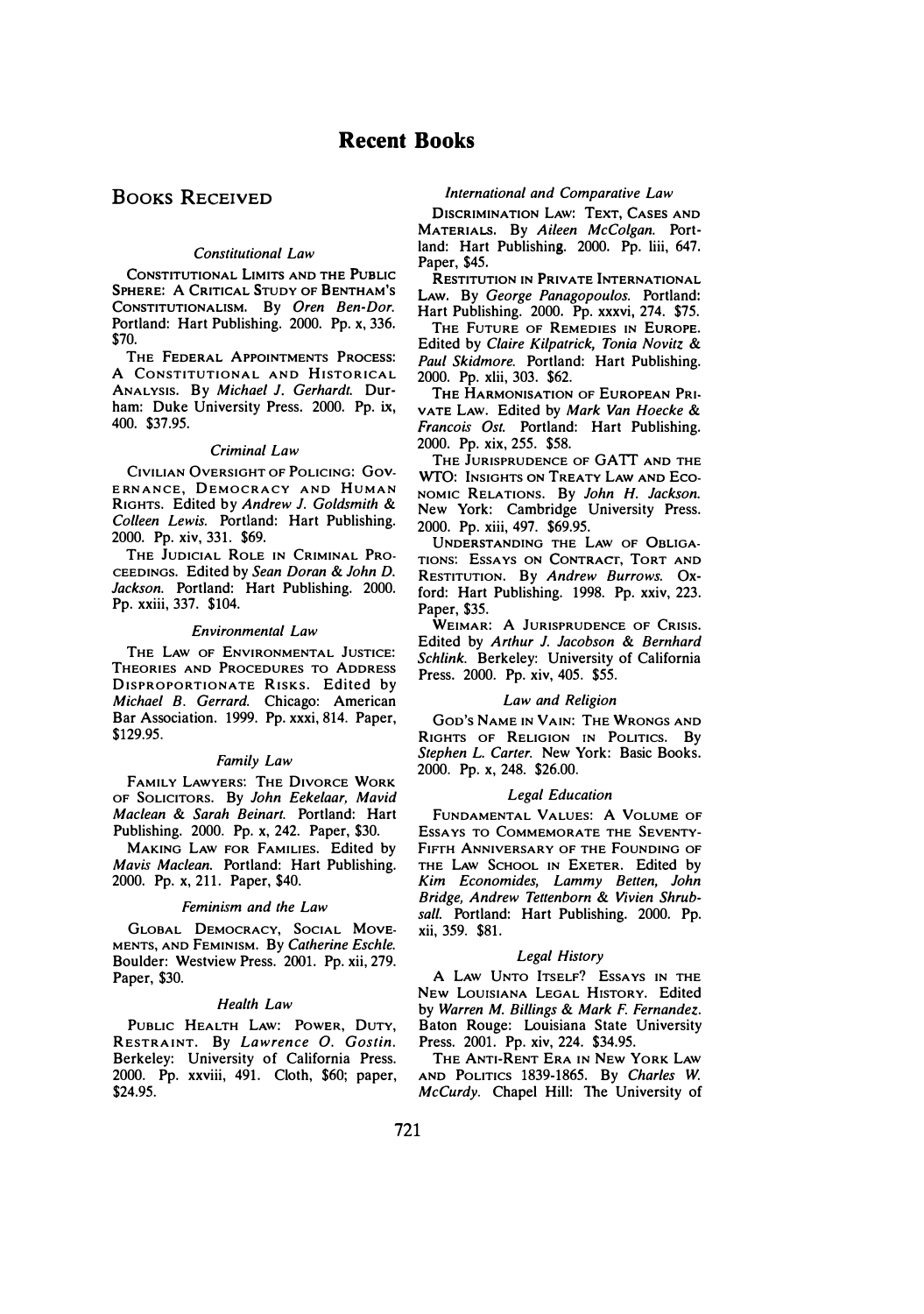# Recent Books

## Books Received

### *Constitutional Law*

CONSTITUTIONAL LIMITS AND THE PUBLIC SPHERE: A CRITICAL STUDY OF BENTHAM'S CONSTITUTIONALISM. By *Oren Ben-Dor.* Portland: Hart Publishing. 2000. Pp. x, 336. $70.

THE FEDERAL APPOINTMENTS PROCESS: A CONSTITUTIONAL AND HISTORICAL ANALYSIS. By *Michael J. Gerhardt.* Durham: Duke University Press. 2000. Pp. ix, 400. $37.95.

### *Criminal Law*

CIVILIAN OVERSIGHT OF POLICING: GOVERNANCE, DEMOCRACY AND HUMAN RIGHTS. Edited by *Andrew J. Goldsmith & Colleen Lewis.* Portland: Hart Publishing. 2000. Pp. xiv, 331. $69.

THE JUDICIAL ROLE IN CRIMINAL PROCEEDINGS. Edited by *Sean Doran & John D. Jackson.* Portland: Hart Publishing. 2000. Pp. xxiii, 337. $104.

### *Environmental Law*

THE LAW OF ENVIRONMENTAL JUSTICE: THEORIES AND PROCEDURES TO ADDRESS DISPROPORTIONATE RISKS. Edited by *Michael B. Gerrard.* Chicago: American Bar Association. 1999. Pp. xxxi, 814. Paper, $129.95.

### *Family Law*

FAMILY LAWYERS: THE DIVORCE WORK OF SOLICITORS. By *John Eekelaar, Mavid Maclean & Sarah Beinart.* Portland: Hart Publishing. 2000. Pp. x, 242. Paper, $30.

MAKING LAW FOR FAMILIES. Edited by *Mavis Maclean.* Portland: Hart Publishing. 2000. Pp. x, 211. Paper, $40.

### *Feminism and the Law*

GLOBAL DEMOCRACY, SOCIAL MOVEMENTS, AND FEMINISM. By *Catherine Eschle.* Boulder: Westview Press. 2001. Pp. xii, 279. Paper, $30.

### *Health Law*

PUBLIC HEALTH LAW: POWER, DUTY, RESTRAINT. By *Lawrence O. Gostin.* Berkeley: University of California Press. 2000. Pp. xxviii, 491. Cloth, $60; paper, $24.95.

### *International and Comparative Law*

DISCRIMINATION LAW: TEXT, CASES AND MATERIALS. By *Aileen McColgan.* Portland: Hart Publishing. 2000. Pp. liii, 647. Paper, $45.

RESTITUTION IN PRIVATE INTERNATIONAL LAW. By *George Panagopoulos.* Portland: Hart Publishing. 2000. Pp. xxxvi, 274. $75.

THE FUTURE OF REMEDIES IN EUROPE. Edited by *Claire Kilpatrick, Tonia Novitz & Paul Skidmore.* Portland: Hart Publishing. 2000. Pp. xlii, 303. $62.

THE HARMONISATION OF EUROPEAN PRIVATE LAW. Edited by *Mark Van Hoecke & Francois Ost.* Portland: Hart Publishing. 2000. Pp. xix, 255. $58.

THE JURISPRUDENCE OF GATT AND THE WTO: INSIGHTS ON TREATY LAW AND ECONOMIC RELATIONS. By *John H. Jackson.* New York: Cambridge University Press. 2000. Pp. xiii, 497. $69.95.

UNDERSTANDING THE LAW OF OBLIGATIONS: ESSAYS ON CONTRACT, TORT AND RESTITUTION. By *Andrew Burrows.* Oxford: Hart Publishing. 1998. Pp. xxiv, 223. Paper, $35.

WEIMAR: A JURISPRUDENCE OF CRISIS. Edited by *Arthur J. Jacobson & Bernhard Schlink.* Berkeley: University of California Press. 2000. Pp. xiv, 405. $55.

### *Law and Religion*

GOD'S NAME IN VAIN: THE WRONGS AND RIGHTS OF RELIGION IN POLITICS. By *Stephen L. Carter.* New York: Basic Books. 2000. Pp. x, 248. $26.00.

### *Legal Education*

FUNDAMENTAL VALUES: A VOLUME OF ESSAYS TO COMMEMORATE THE SEVENTY-FIFTH ANNIVERSARY OF THE FOUNDING OF THE LAW SCHOOL IN EXETER. Edited by *Kim Economides, Lammy Betten, John Bridge, Andrew Tettenborn & Vivien Shrubsall.* Portland: Hart Publishing. 2000. Pp. xii, 359. $81.

### *Legal History*

A LAW UNTO ITSELF? ESSAYS IN THE NEW LOUISIANA LEGAL HISTORY. Edited by *Warren M. Billings & Mark F. Fernandez.* Baton Rouge: Louisiana State University Press. 2001. Pp. xiv, 224. $34.95.

THE ANTI-RENT ERA IN NEW YORK LAW AND POLITICS 1839-1865. By *Charles W. McCurdy.* Chapel Hill: The University of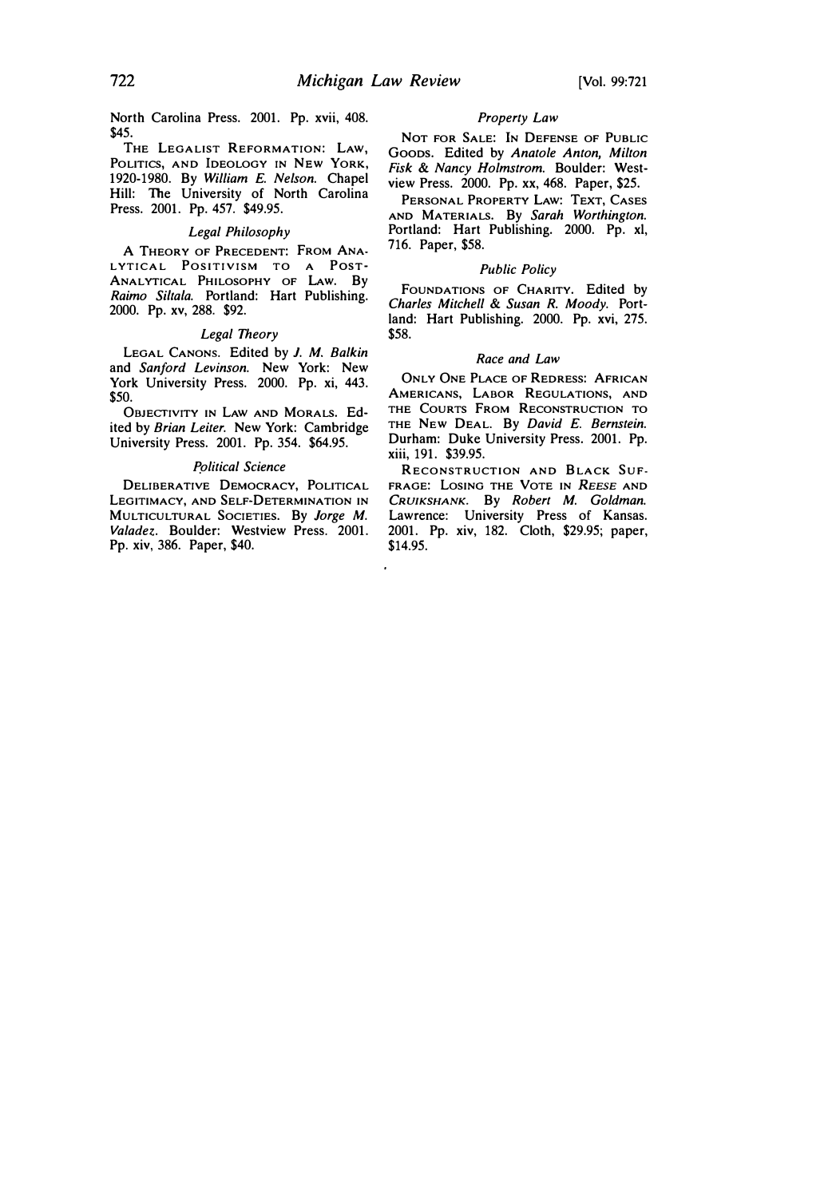North Carolina Press. 2001. Pp. xvii, 408. $45.

THE LEGALIST REFORMATION: LAW, POLITICS, AND IDEOLOGY IN NEW YORK, 1920-1980. By *William E. Nelson*. Chapel Hill: The University of North Carolina Press. 2001. Pp. 457. $49.95.

### *Legal Philosophy*

A THEORY OF PRECEDENT: FROM ANALYTICAL POSITIVISM TO A POST-ANALYTICAL PHILOSOPHY OF LAW. By *Raimo Siltala*. Portland: Hart Publishing. 2000. Pp. xv, 288. $92.

### *Legal Theory*

LEGAL CANONS. Edited by *J. M. Balkin* and *Sanford Levinson*. New York: New York University Press. 2000. Pp. xi, 443. $50.

OBJECTIVITY IN LAW AND MORALS. Edited by *Brian Leiter*. New York: Cambridge University Press. 2001. Pp. 354. $64.95.

### *Political Science*

DELIBERATIVE DEMOCRACY, POLITICAL LEGITIMACY, AND SELF-DETERMINATION IN MULTICULTURAL SOCIETIES. By *Jorge M. Valadez*. Boulder: Westview Press. 2001. Pp. xiv, 386. Paper, $40.

### *Property Law*

NOT FOR SALE: IN DEFENSE OF PUBLIC GOODS. Edited by *Anatole Anton, Milton Fisk & Nancy Holmstrom*. Boulder: Westview Press. 2000. Pp. xx, 468. Paper, $25.

PERSONAL PROPERTY LAW: TEXT, CASES AND MATERIALS. By *Sarah Worthington*. Portland: Hart Publishing. 2000. Pp. xl, 716. Paper, $58.

### *Public Policy*

FOUNDATIONS OF CHARITY. Edited by *Charles Mitchell & Susan R. Moody*. Portland: Hart Publishing. 2000. Pp. xvi, 275. $58.

### *Race and Law*

ONLY ONE PLACE OF REDRESS: AFRICAN AMERICANS, LABOR REGULATIONS, AND THE COURTS FROM RECONSTRUCTION TO THE NEW DEAL. By *David E. Bernstein*. Durham: Duke University Press. 2001. Pp. xiii, 191. $39.95.

RECONSTRUCTION AND BLACK SUFFRAGE: LOSING THE VOTE IN *REESE* AND *CRUIKSHANK*. By *Robert M. Goldman*. Lawrence: University Press of Kansas. 2001. Pp. xiv, 182. Cloth, $29.95; paper, $14.95.